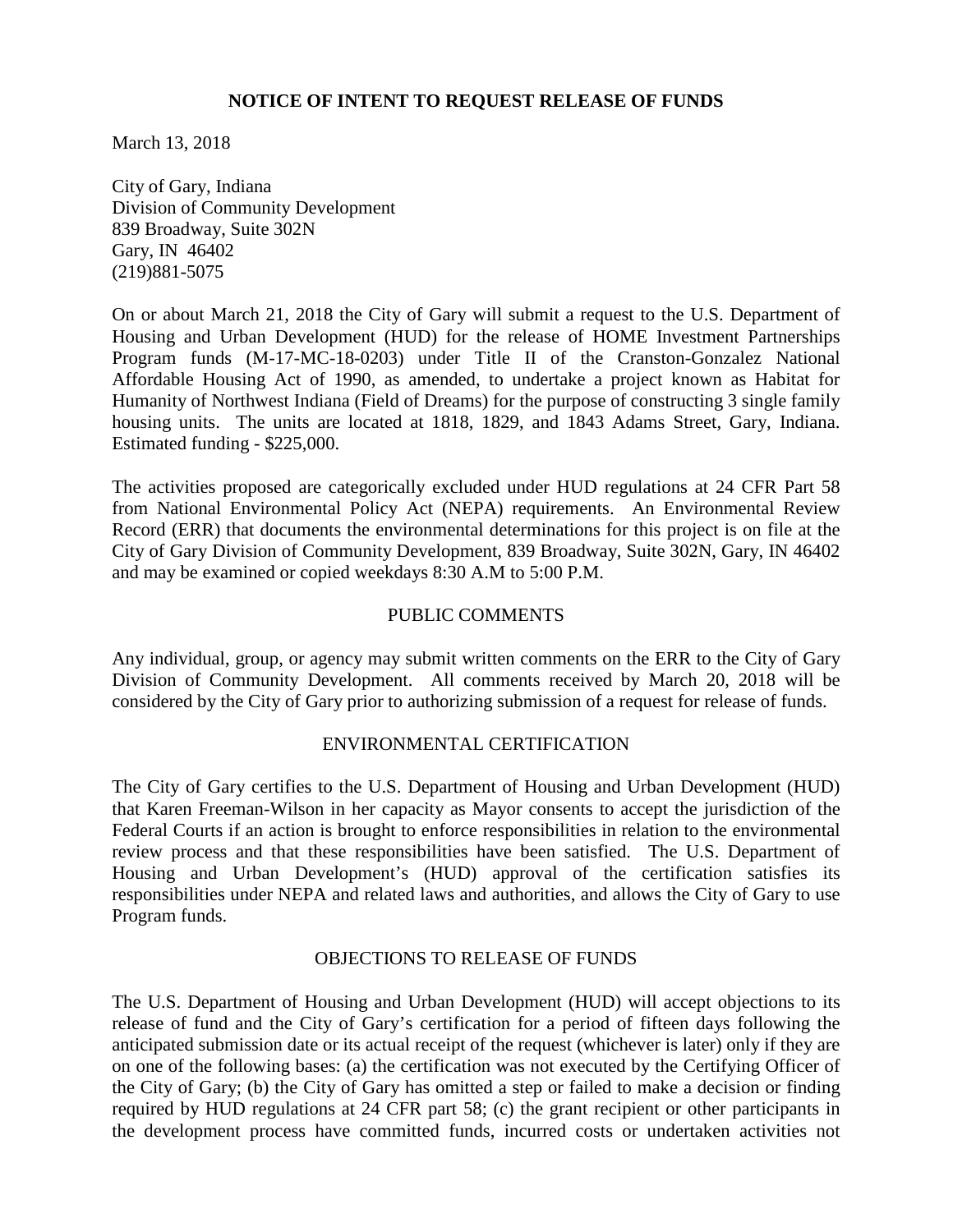# NOTICE OF INTENT TO REQUEST RELEASE OF FUNDS

March 13, 2018

City of Gary, Indiana
Division of Community Development
839 Broadway, Suite 302N
Gary, IN 46402
(219)881-5075

On or about March 21, 2018 the City of Gary will submit a request to the U.S. Department of Housing and Urban Development (HUD) for the release of HOME Investment Partnerships Program funds (M-17-MC-18-0203) under Title II of the Cranston-Gonzalez National Affordable Housing Act of 1990, as amended, to undertake a project known as Habitat for Humanity of Northwest Indiana (Field of Dreams) for the purpose of constructing 3 single family housing units. The units are located at 1818, 1829, and 1843 Adams Street, Gary, Indiana. Estimated funding - $225,000.

The activities proposed are categorically excluded under HUD regulations at 24 CFR Part 58 from National Environmental Policy Act (NEPA) requirements. An Environmental Review Record (ERR) that documents the environmental determinations for this project is on file at the City of Gary Division of Community Development, 839 Broadway, Suite 302N, Gary, IN 46402 and may be examined or copied weekdays 8:30 A.M to 5:00 P.M.

## PUBLIC COMMENTS

Any individual, group, or agency may submit written comments on the ERR to the City of Gary Division of Community Development. All comments received by March 20, 2018 will be considered by the City of Gary prior to authorizing submission of a request for release of funds.

## ENVIRONMENTAL CERTIFICATION

The City of Gary certifies to the U.S. Department of Housing and Urban Development (HUD) that Karen Freeman-Wilson in her capacity as Mayor consents to accept the jurisdiction of the Federal Courts if an action is brought to enforce responsibilities in relation to the environmental review process and that these responsibilities have been satisfied. The U.S. Department of Housing and Urban Development's (HUD) approval of the certification satisfies its responsibilities under NEPA and related laws and authorities, and allows the City of Gary to use Program funds.

## OBJECTIONS TO RELEASE OF FUNDS

The U.S. Department of Housing and Urban Development (HUD) will accept objections to its release of fund and the City of Gary's certification for a period of fifteen days following the anticipated submission date or its actual receipt of the request (whichever is later) only if they are on one of the following bases: (a) the certification was not executed by the Certifying Officer of the City of Gary; (b) the City of Gary has omitted a step or failed to make a decision or finding required by HUD regulations at 24 CFR part 58; (c) the grant recipient or other participants in the development process have committed funds, incurred costs or undertaken activities not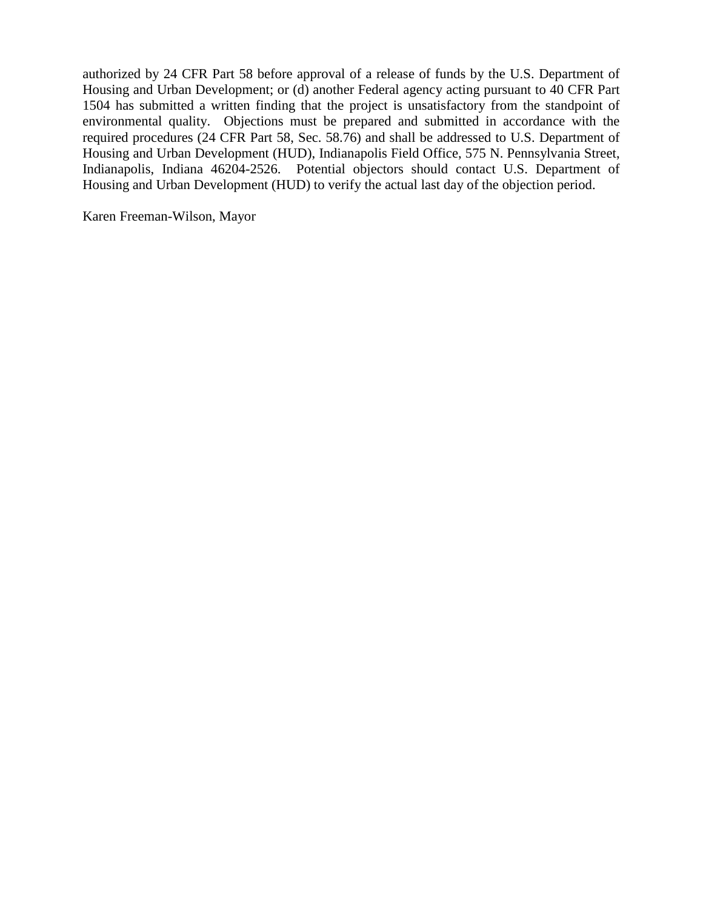authorized by 24 CFR Part 58 before approval of a release of funds by the U.S. Department of Housing and Urban Development; or (d) another Federal agency acting pursuant to 40 CFR Part 1504 has submitted a written finding that the project is unsatisfactory from the standpoint of environmental quality. Objections must be prepared and submitted in accordance with the required procedures (24 CFR Part 58, Sec. 58.76) and shall be addressed to U.S. Department of Housing and Urban Development (HUD), Indianapolis Field Office, 575 N. Pennsylvania Street, Indianapolis, Indiana 46204-2526. Potential objectors should contact U.S. Department of Housing and Urban Development (HUD) to verify the actual last day of the objection period.

Karen Freeman-Wilson, Mayor